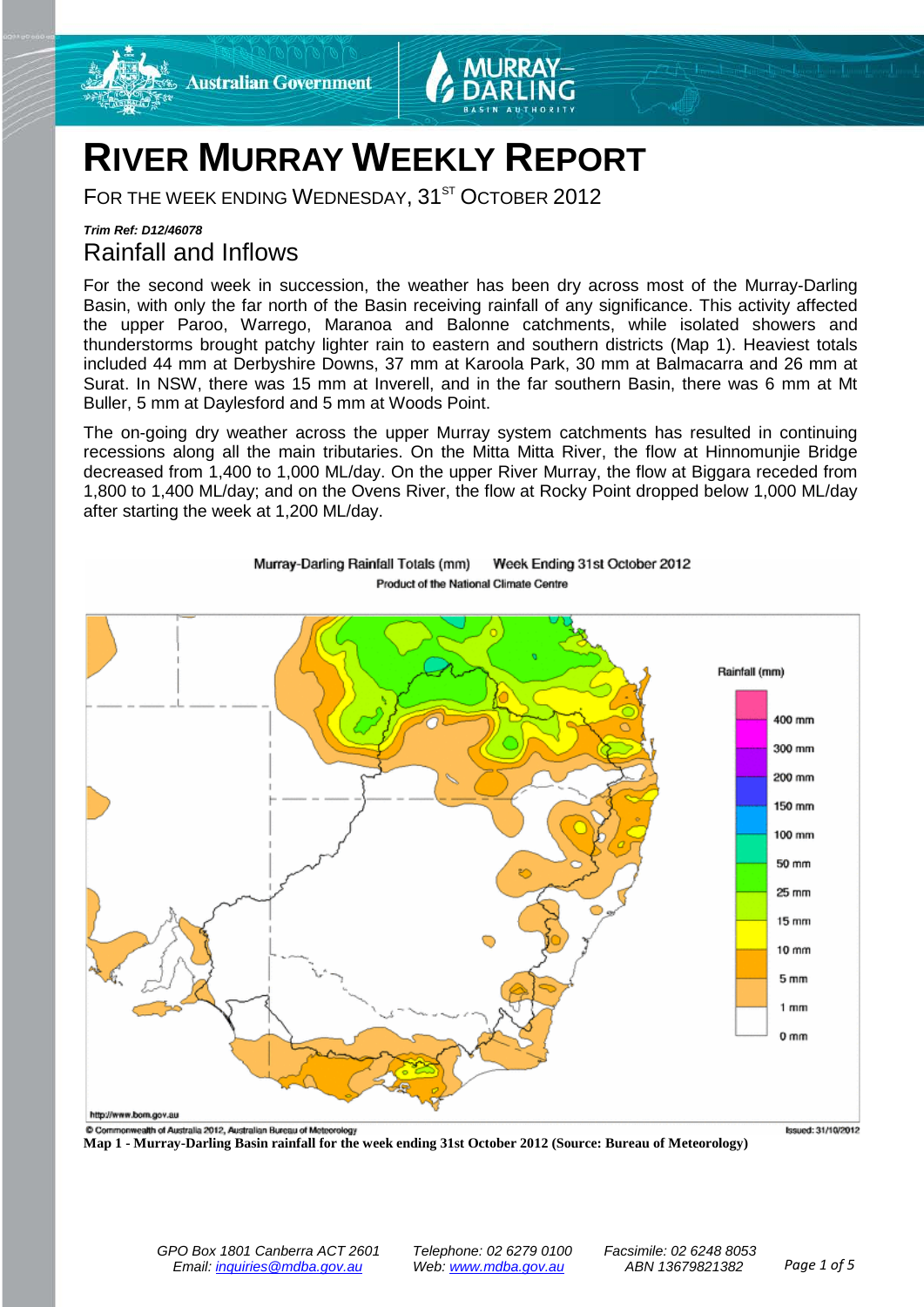# RIVER MURRAY WEEKLY REPORT

FOR THE WEEK ENDING WEDNESDAY, 31ST OCTOBER 2012

***Trim Ref: D12/46078***

## Rainfall and Inflows

For the second week in succession, the weather has been dry across most of the Murray-Darling Basin, with only the far north of the Basin receiving rainfall of any significance. This activity affected the upper Paroo, Warrego, Maranoa and Balonne catchments, while isolated showers and thunderstorms brought patchy lighter rain to eastern and southern districts (Map 1). Heaviest totals included 44 mm at Derbyshire Downs, 37 mm at Karoola Park, 30 mm at Balmacarra and 26 mm at Surat. In NSW, there was 15 mm at Inverell, and in the far southern Basin, there was 6 mm at Mt Buller, 5 mm at Daylesford and 5 mm at Woods Point.

The on-going dry weather across the upper Murray system catchments has resulted in continuing recessions along all the main tributaries. On the Mitta Mitta River, the flow at Hinnomunjie Bridge decreased from 1,400 to 1,000 ML/day. On the upper River Murray, the flow at Biggara receded from 1,800 to 1,400 ML/day; and on the Ovens River, the flow at Rocky Point dropped below 1,000 ML/day after starting the week at 1,200 ML/day.

**Map 1 - Murray-Darling Basin rainfall for the week ending 31st October 2012 (Source: Bureau of Meteorology)**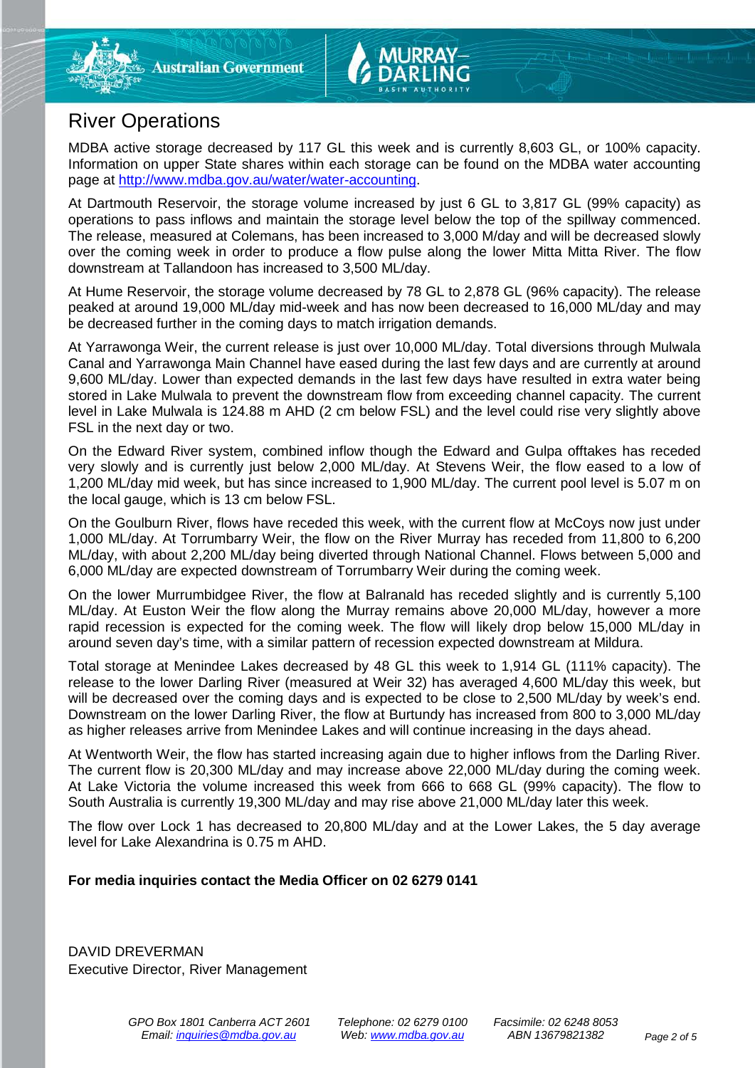## River Operations

MDBA active storage decreased by 117 GL this week and is currently 8,603 GL, or 100% capacity. Information on upper State shares within each storage can be found on the MDBA water accounting page at http://www.mdba.gov.au/water/water-accounting.

At Dartmouth Reservoir, the storage volume increased by just 6 GL to 3,817 GL (99% capacity) as operations to pass inflows and maintain the storage level below the top of the spillway commenced. The release, measured at Colemans, has been increased to 3,000 M/day and will be decreased slowly over the coming week in order to produce a flow pulse along the lower Mitta Mitta River. The flow downstream at Tallandoon has increased to 3,500 ML/day.

At Hume Reservoir, the storage volume decreased by 78 GL to 2,878 GL (96% capacity). The release peaked at around 19,000 ML/day mid-week and has now been decreased to 16,000 ML/day and may be decreased further in the coming days to match irrigation demands.

At Yarrawonga Weir, the current release is just over 10,000 ML/day. Total diversions through Mulwala Canal and Yarrawonga Main Channel have eased during the last few days and are currently at around 9,600 ML/day. Lower than expected demands in the last few days have resulted in extra water being stored in Lake Mulwala to prevent the downstream flow from exceeding channel capacity. The current level in Lake Mulwala is 124.88 m AHD (2 cm below FSL) and the level could rise very slightly above FSL in the next day or two.

On the Edward River system, combined inflow though the Edward and Gulpa offtakes has receded very slowly and is currently just below 2,000 ML/day. At Stevens Weir, the flow eased to a low of 1,200 ML/day mid week, but has since increased to 1,900 ML/day. The current pool level is 5.07 m on the local gauge, which is 13 cm below FSL.

On the Goulburn River, flows have receded this week, with the current flow at McCoys now just under 1,000 ML/day. At Torrumbarry Weir, the flow on the River Murray has receded from 11,800 to 6,200 ML/day, with about 2,200 ML/day being diverted through National Channel. Flows between 5,000 and 6,000 ML/day are expected downstream of Torrumbarry Weir during the coming week.

On the lower Murrumbidgee River, the flow at Balranald has receded slightly and is currently 5,100 ML/day. At Euston Weir the flow along the Murray remains above 20,000 ML/day, however a more rapid recession is expected for the coming week. The flow will likely drop below 15,000 ML/day in around seven day's time, with a similar pattern of recession expected downstream at Mildura.

Total storage at Menindee Lakes decreased by 48 GL this week to 1,914 GL (111% capacity). The release to the lower Darling River (measured at Weir 32) has averaged 4,600 ML/day this week, but will be decreased over the coming days and is expected to be close to 2,500 ML/day by week's end. Downstream on the lower Darling River, the flow at Burtundy has increased from 800 to 3,000 ML/day as higher releases arrive from Menindee Lakes and will continue increasing in the days ahead.

At Wentworth Weir, the flow has started increasing again due to higher inflows from the Darling River. The current flow is 20,300 ML/day and may increase above 22,000 ML/day during the coming week. At Lake Victoria the volume increased this week from 666 to 668 GL (99% capacity). The flow to South Australia is currently 19,300 ML/day and may rise above 21,000 ML/day later this week.

The flow over Lock 1 has decreased to 20,800 ML/day and at the Lower Lakes, the 5 day average level for Lake Alexandrina is 0.75 m AHD.

**For media inquiries contact the Media Officer on 02 6279 0141**

DAVID DREVERMAN
Executive Director, River Management

*GPO Box 1801 Canberra ACT 2601* *Telephone: 02 6279 0100* *Facsimile: 02 6248 8053*
*Email: inquiries@mdba.gov.au* *Web: www.mdba.gov.au* *ABN 13679821382*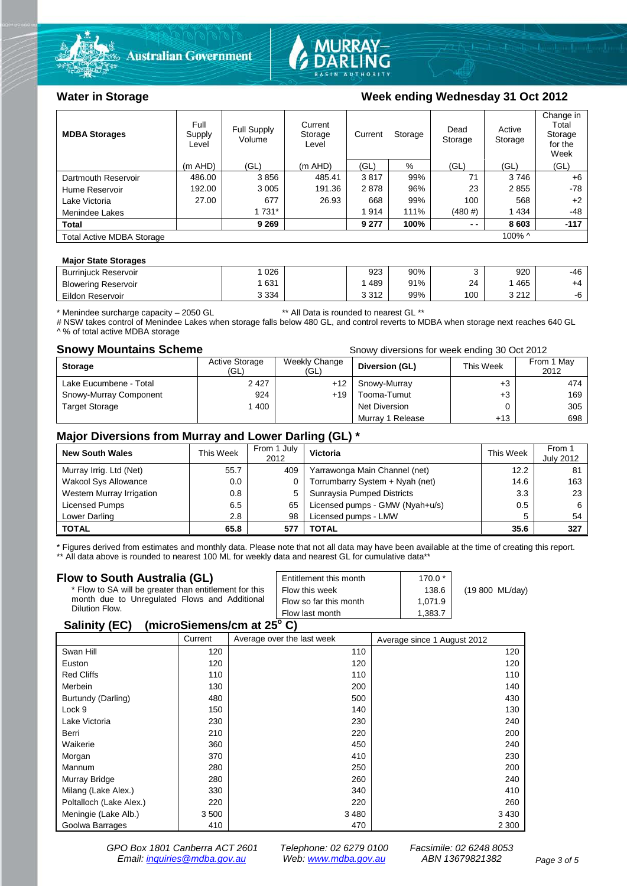## Water in Storage

**Week ending Wednesday 31 Oct 2012**

| MDBA Storages | Full Supply Level | Full Supply Volume | Current Storage Level | Current Storage | | Dead Storage | Active Storage | Change in Total Storage for the Week |
|---|---|---|---|---|---|---|---|---|
| | (m AHD) | (GL) | (m AHD) | (GL) | % | (GL) | (GL) | (GL) |
| Dartmouth Reservoir | 486.00 | 3 856 | 485.41 | 3 817 | 99% | 71 | 3 746 | +6 |
| Hume Reservoir | 192.00 | 3 005 | 191.36 | 2 878 | 96% | 23 | 2 855 | -78 |
| Lake Victoria | 27.00 | 677 | 26.93 | 668 | 99% | 100 | 568 | +2 |
| Menindee Lakes | | 1 731* | | 1 914 | 111% | (480 #) | 1 434 | -48 |
| **Total** | | **9 269** | | **9 277** | **100%** | **- -** | **8 603** | **-117** |
| Total Active MDBA Storage | | | | | | | 100% ^ | |

**Major State Storages**

| | | | | | | | |
|---|---|---|---|---|---|---|---|
| Burrinjuck Reservoir | 1 026 | | 923 | 90% | 3 | 920 | -46 |
| Blowering Reservoir | 1 631 | | 1 489 | 91% | 24 | 1 465 | +4 |
| Eildon Reservoir | 3 334 | | 3 312 | 99% | 100 | 3 212 | -6 |

\* Menindee surcharge capacity – 2050 GL ** All Data is rounded to nearest GL **
# NSW takes control of Menindee Lakes when storage falls below 480 GL, and control reverts to MDBA when storage next reaches 640 GL
^ % of total active MDBA storage

## Snowy Mountains Scheme

Snowy diversions for week ending 30 Oct 2012

| Storage | Active Storage (GL) | Weekly Change (GL) | Diversion (GL) | This Week | From 1 May 2012 |
|---|---|---|---|---|---|
| Lake Eucumbene - Total | 2 427 | +12 | Snowy-Murray | +3 | 474 |
| Snowy-Murray Component | 924 | +19 | Tooma-Tumut | +3 | 169 |
| Target Storage | 1 400 | | Net Diversion | 0 | 305 |
| | | | Murray 1 Release | +13 | 698 |

## Major Diversions from Murray and Lower Darling (GL) *

| New South Wales | This Week | From 1 July 2012 | Victoria | This Week | From 1 July 2012 |
|---|---|---|---|---|---|
| Murray Irrig. Ltd (Net) | 55.7 | 409 | Yarrawonga Main Channel (net) | 12.2 | 81 |
| Wakool Sys Allowance | 0.0 | 0 | Torrumbarry System + Nyah (net) | 14.6 | 163 |
| Western Murray Irrigation | 0.8 | 5 | Sunraysia Pumped Districts | 3.3 | 23 |
| Licensed Pumps | 6.5 | 65 | Licensed pumps - GMW (Nyah+u/s) | 0.5 | 6 |
| Lower Darling | 2.8 | 98 | Licensed pumps - LMW | 5 | 54 |
| **TOTAL** | **65.8** | **577** | **TOTAL** | **35.6** | **327** |

\* Figures derived from estimates and monthly data. Please note that not all data may have been available at the time of creating this report.
** All data above is rounded to nearest 100 ML for weekly data and nearest GL for cumulative data**

## Flow to South Australia (GL)

\* Flow to SA will be greater than entitlement for this month due to Unregulated Flows and Additional Dilution Flow.

| | | |
|---|---|---|
| Entitlement this month | 170.0 * | |
| Flow this week | 138.6 | (19 800 ML/day) |
| Flow so far this month | 1,071.9 | |
| Flow last month | 1,383.7 | |

## Salinity (EC) (microSiemens/cm at 25° C)

| | Current | Average over the last week | Average since 1 August 2012 |
|---|---|---|---|
| Swan Hill | 120 | 110 | 120 |
| Euston | 120 | 120 | 120 |
| Red Cliffs | 110 | 110 | 110 |
| Merbein | 130 | 200 | 140 |
| Burtundy (Darling) | 480 | 500 | 430 |
| Lock 9 | 150 | 140 | 130 |
| Lake Victoria | 230 | 230 | 240 |
| Berri | 210 | 220 | 200 |
| Waikerie | 360 | 450 | 240 |
| Morgan | 370 | 410 | 230 |
| Mannum | 280 | 250 | 200 |
| Murray Bridge | 280 | 260 | 240 |
| Milang (Lake Alex.) | 330 | 340 | 410 |
| Poltalloch (Lake Alex.) | 220 | 220 | 260 |
| Meningie (Lake Alb.) | 3 500 | 3 480 | 3 430 |
| Goolwa Barrages | 410 | 470 | 2 300 |

*GPO Box 1801 Canberra ACT 2601 Telephone: 02 6279 0100 Facsimile: 02 6248 8053*
*Email: inquiries@mdba.gov.au Web: www.mdba.gov.au ABN 13679821382*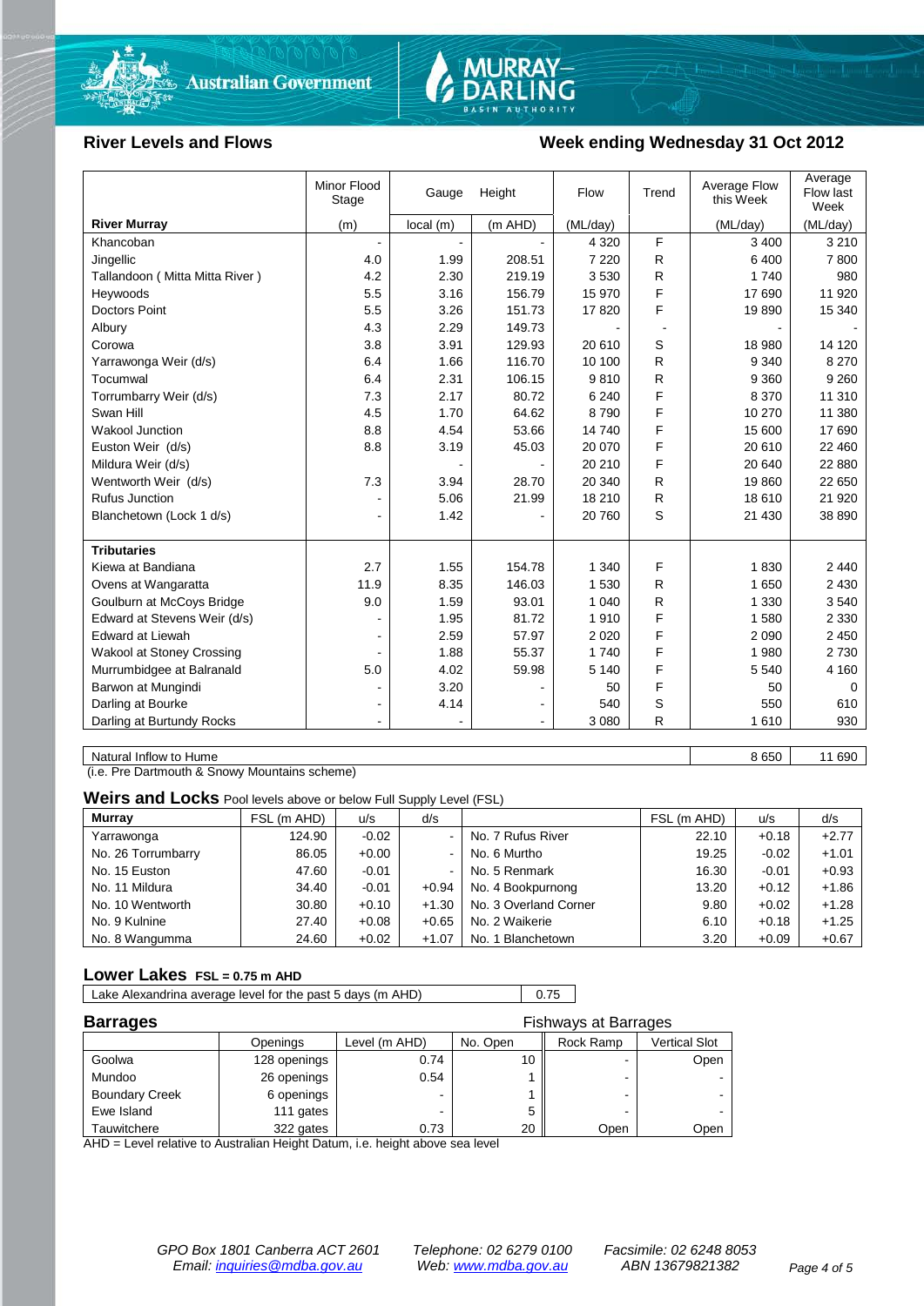## River Levels and Flows

**Week ending Wednesday 31 Oct 2012**

| River Murray | Minor Flood Stage (m) | Gauge Height local (m) | Gauge Height (m AHD) | Flow (ML/day) | Trend | Average Flow this Week (ML/day) | Average Flow last Week (ML/day) |
|---|---|---|---|---|---|---|---|
| Khancoban | - | - | - | 4 320 | F | 3 400 | 3 210 |
| Jingellic | 4.0 | 1.99 | 208.51 | 7 220 | R | 6 400 | 7 800 |
| Tallandoon ( Mitta Mitta River ) | 4.2 | 2.30 | 219.19 | 3 530 | R | 1 740 | 980 |
| Heywoods | 5.5 | 3.16 | 156.79 | 15 970 | F | 17 690 | 11 920 |
| Doctors Point | 5.5 | 3.26 | 151.73 | 17 820 | F | 19 890 | 15 340 |
| Albury | 4.3 | 2.29 | 149.73 | - | - | - | - |
| Corowa | 3.8 | 3.91 | 129.93 | 20 610 | S | 18 980 | 14 120 |
| Yarrawonga Weir (d/s) | 6.4 | 1.66 | 116.70 | 10 100 | R | 9 340 | 8 270 |
| Tocumwal | 6.4 | 2.31 | 106.15 | 9 810 | R | 9 360 | 9 260 |
| Torrumbarry Weir (d/s) | 7.3 | 2.17 | 80.72 | 6 240 | F | 8 370 | 11 310 |
| Swan Hill | 4.5 | 1.70 | 64.62 | 8 790 | F | 10 270 | 11 380 |
| Wakool Junction | 8.8 | 4.54 | 53.66 | 14 740 | F | 15 600 | 17 690 |
| Euston Weir (d/s) | 8.8 | 3.19 | 45.03 | 20 070 | F | 20 610 | 22 460 |
| Mildura Weir (d/s) | | - | - | 20 210 | F | 20 640 | 22 880 |
| Wentworth Weir (d/s) | 7.3 | 3.94 | 28.70 | 20 340 | R | 19 860 | 22 650 |
| Rufus Junction | - | 5.06 | 21.99 | 18 210 | R | 18 610 | 21 920 |
| Blanchetown (Lock 1 d/s) | - | 1.42 | - | 20 760 | S | 21 430 | 38 890 |
| **Tributaries** | | | | | | | |
| Kiewa at Bandiana | 2.7 | 1.55 | 154.78 | 1 340 | F | 1 830 | 2 440 |
| Ovens at Wangaratta | 11.9 | 8.35 | 146.03 | 1 530 | R | 1 650 | 2 430 |
| Goulburn at McCoys Bridge | 9.0 | 1.59 | 93.01 | 1 040 | R | 1 330 | 3 540 |
| Edward at Stevens Weir (d/s) | - | 1.95 | 81.72 | 1 910 | F | 1 580 | 2 330 |
| Edward at Liewah | - | 2.59 | 57.97 | 2 020 | F | 2 090 | 2 450 |
| Wakool at Stoney Crossing | - | 1.88 | 55.37 | 1 740 | F | 1 980 | 2 730 |
| Murrumbidgee at Balranald | 5.0 | 4.02 | 59.98 | 5 140 | F | 5 540 | 4 160 |
| Barwon at Mungindi | - | 3.20 | - | 50 | F | 50 | 0 |
| Darling at Bourke | - | 4.14 | - | 540 | S | 550 | 610 |
| Darling at Burtundy Rocks | - | - | - | 3 080 | R | 1 610 | 930 |

| Natural Inflow to Hume | 8 650 | 11 690 |
|---|---|---|

(i.e. Pre Dartmouth & Snowy Mountains scheme)

## Weirs and Locks

Pool levels above or below Full Supply Level (FSL)

| Murray | FSL (m AHD) | u/s | d/s | | FSL (m AHD) | u/s | d/s |
|---|---|---|---|---|---|---|---|
| Yarrawonga | 124.90 | -0.02 | - | No. 7 Rufus River | 22.10 | +0.18 | +2.77 |
| No. 26 Torrumbarry | 86.05 | +0.00 | - | No. 6 Murtho | 19.25 | -0.02 | +1.01 |
| No. 15 Euston | 47.60 | -0.01 | - | No. 5 Renmark | 16.30 | -0.01 | +0.93 |
| No. 11 Mildura | 34.40 | -0.01 | +0.94 | No. 4 Bookpurnong | 13.20 | +0.12 | +1.86 |
| No. 10 Wentworth | 30.80 | +0.10 | +1.30 | No. 3 Overland Corner | 9.80 | +0.02 | +1.28 |
| No. 9 Kulnine | 27.40 | +0.08 | +0.65 | No. 2 Waikerie | 6.10 | +0.18 | +1.25 |
| No. 8 Wangumma | 24.60 | +0.02 | +1.07 | No. 1 Blanchetown | 3.20 | +0.09 | +0.67 |

## Lower Lakes

FSL = 0.75 m AHD

| Lake Alexandrina average level for the past 5 days (m AHD) | 0.75 |
|---|---|

## Barrages

| | Openings | Level (m AHD) | No. Open | Fishways at Barrages: Rock Ramp | Fishways at Barrages: Vertical Slot |
|---|---|---|---|---|---|
| Goolwa | 128 openings | 0.74 | 10 | - | Open |
| Mundoo | 26 openings | 0.54 | 1 | - | - |
| Boundary Creek | 6 openings | - | 1 | - | - |
| Ewe Island | 111 gates | - | 5 | - | - |
| Tauwitchere | 322 gates | 0.73 | 20 | Open | Open |

AHD = Level relative to Australian Height Datum, i.e. height above sea level

*GPO Box 1801 Canberra ACT 2601 — Email: inquiries@mdba.gov.au*
*Telephone: 02 6279 0100 — Web: www.mdba.gov.au*
*Facsimile: 02 6248 8053 — ABN 13679821382*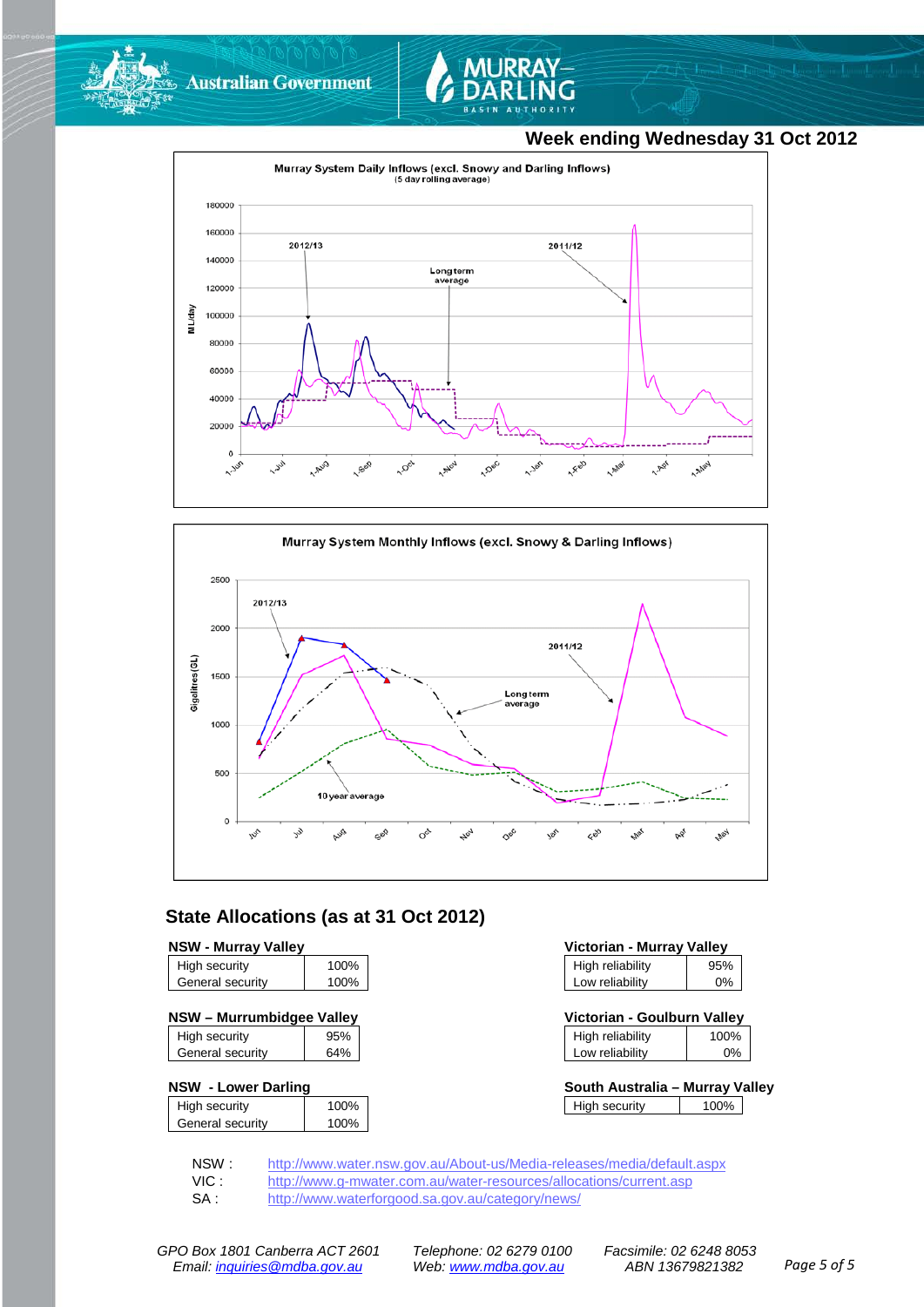Australian Government

MURRAY–DARLING BASIN AUTHORITY

**Week ending Wednesday 31 Oct 2012**

Murray System Daily Inflows (excl. Snowy and Darling Inflows)
(5 day rolling average)

ML/day

180000
160000
140000
120000
100000
80000
60000
40000
20000
0

2012/13
2011/12
Long term average

1-Jun 1-Jul 1-Aug 1-Sep 1-Oct 1-Nov 1-Dec 1-Jan 1-Feb 1-Mar 1-Apr 1-May

Murray System Monthly Inflows (excl. Snowy & Darling Inflows)

Gigalitres (GL)

2500
2000
1500
1000
500
0

2012/13
2011/12
Long term average
10 year average

Jun Jul Aug Sep Oct Nov Dec Jan Feb Mar Apr May

## State Allocations (as at 31 Oct 2012)

**NSW - Murray Valley**

| | |
|---|---|
| High security | 100% |
| General security | 100% |

**NSW – Murrumbidgee Valley**

| | |
|---|---|
| High security | 95% |
| General security | 64% |

**NSW - Lower Darling**

| | |
|---|---|
| High security | 100% |
| General security | 100% |

**Victorian - Murray Valley**

| | |
|---|---|
| High reliability | 95% |
| Low reliability | 0% |

**Victorian - Goulburn Valley**

| | |
|---|---|
| High reliability | 100% |
| Low reliability | 0% |

**South Australia – Murray Valley**

| | |
|---|---|
| High security | 100% |

NSW : http://www.water.nsw.gov.au/About-us/Media-releases/media/default.aspx
VIC : http://www.g-mwater.com.au/water-resources/allocations/current.asp
SA : http://www.waterforgood.sa.gov.au/category/news/

*GPO Box 1801 Canberra ACT 2601* *Telephone: 02 6279 0100* *Facsimile: 02 6248 8053*
*Email: inquiries@mdba.gov.au* *Web: www.mdba.gov.au* *ABN 13679821382*